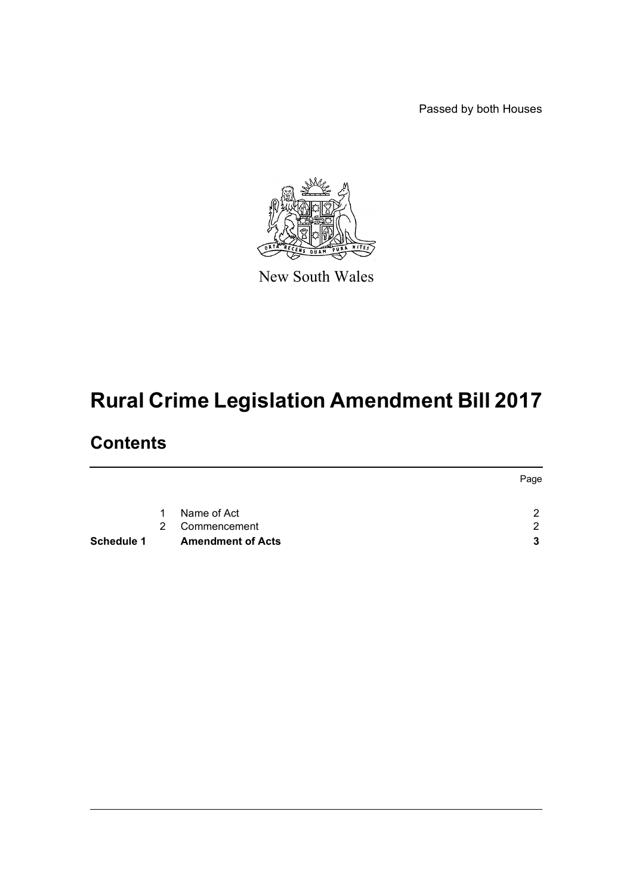Passed by both Houses

New South Wales

# Rural Crime Legislation Amendment Bill 2017

## Contents

| | | | Page |
|---|---|---|---|
| | 1 | Name of Act | 2 |
| | 2 | Commencement | 2 |
| **Schedule 1** | | **Amendment of Acts** | **3** |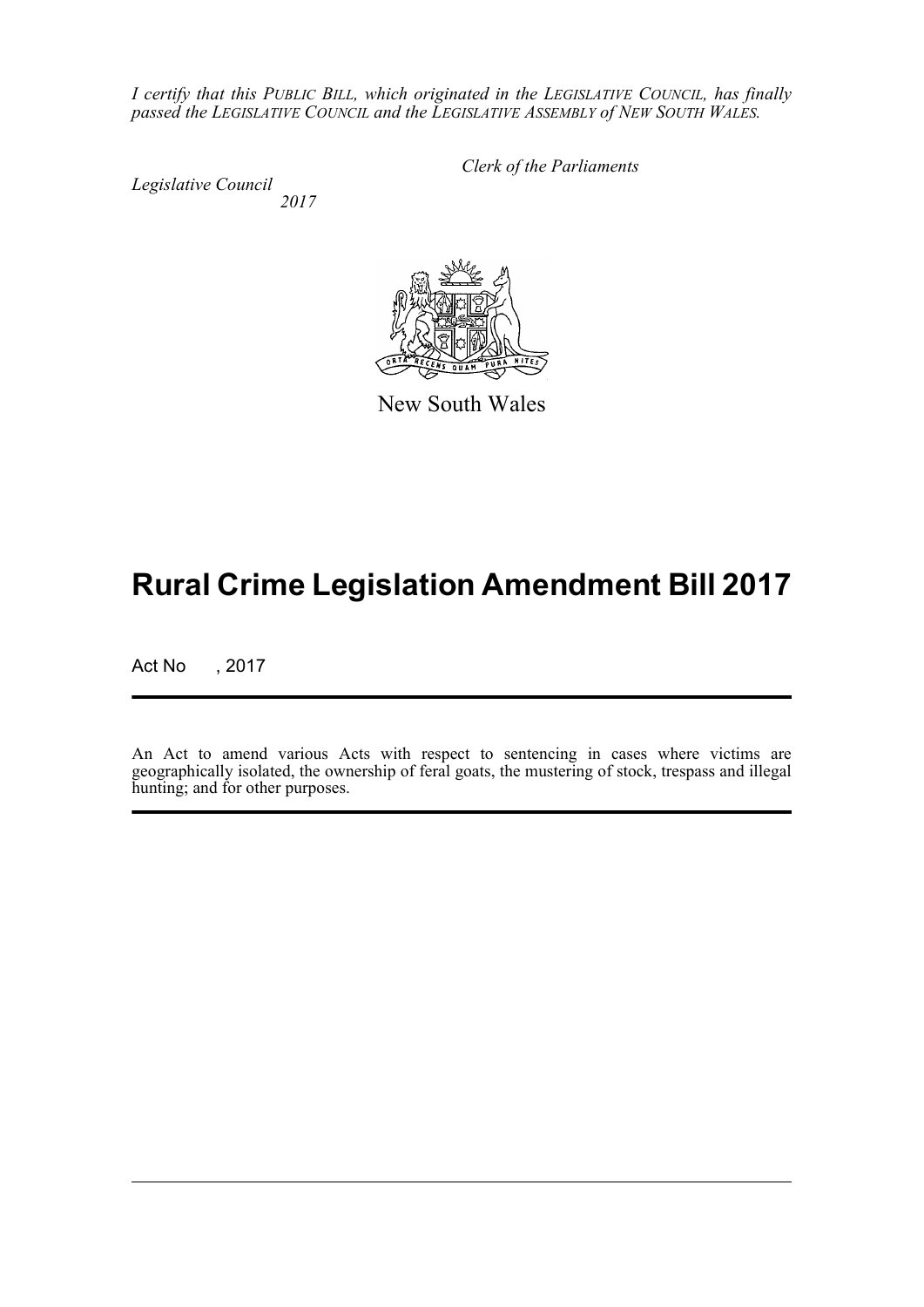*I certify that this PUBLIC BILL, which originated in the LEGISLATIVE COUNCIL, has finally passed the LEGISLATIVE COUNCIL and the LEGISLATIVE ASSEMBLY of NEW SOUTH WALES.*

*Clerk of the Parliaments*

*Legislative Council*
*2017*

New South Wales

# Rural Crime Legislation Amendment Bill 2017

Act No , 2017

An Act to amend various Acts with respect to sentencing in cases where victims are geographically isolated, the ownership of feral goats, the mustering of stock, trespass and illegal hunting; and for other purposes.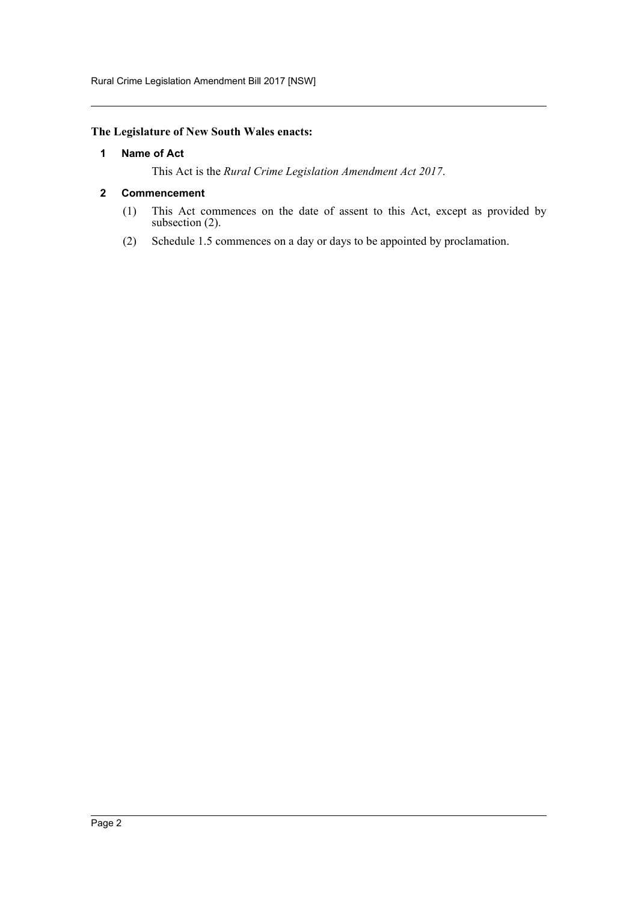**The Legislature of New South Wales enacts:**

### 1 Name of Act

This Act is the *Rural Crime Legislation Amendment Act 2017*.

### 2 Commencement

(1) This Act commences on the date of assent to this Act, except as provided by subsection (2).

(2) Schedule 1.5 commences on a day or days to be appointed by proclamation.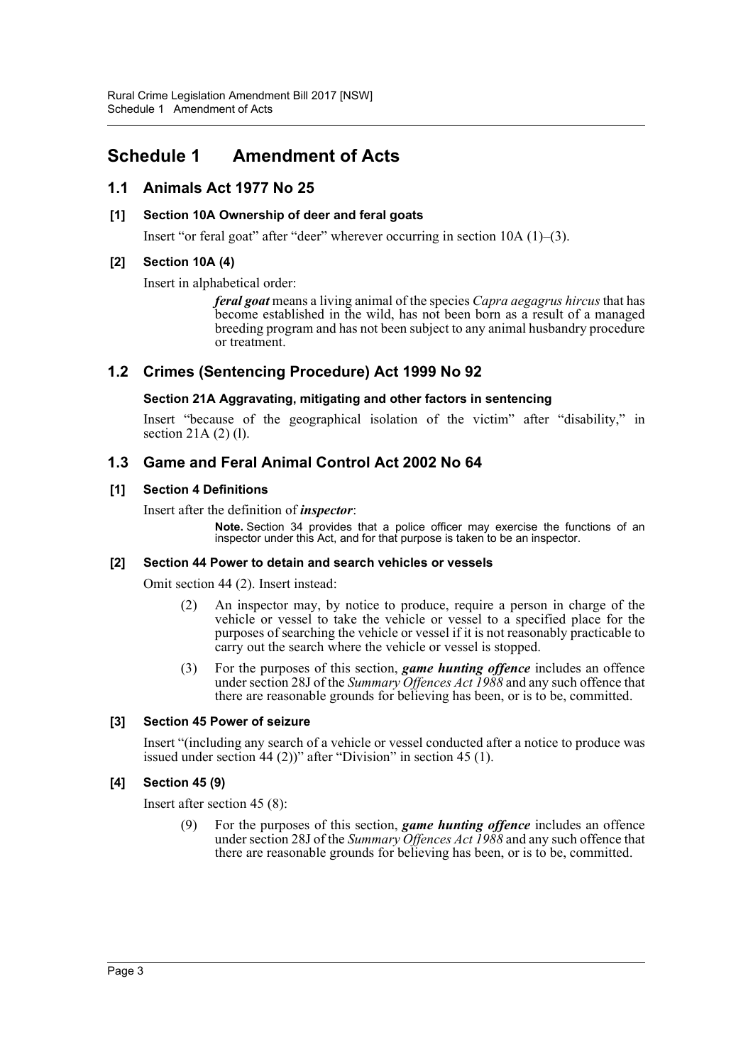# Schedule 1 Amendment of Acts

## 1.1 Animals Act 1977 No 25

### [1] Section 10A Ownership of deer and feral goats

Insert "or feral goat" after "deer" wherever occurring in section 10A (1)–(3).

### [2] Section 10A (4)

Insert in alphabetical order:

> ***feral goat*** means a living animal of the species *Capra aegagrus hircus* that has become established in the wild, has not been born as a result of a managed breeding program and has not been subject to any animal husbandry procedure or treatment.

## 1.2 Crimes (Sentencing Procedure) Act 1999 No 92

### Section 21A Aggravating, mitigating and other factors in sentencing

Insert "because of the geographical isolation of the victim" after "disability," in section 21A (2) (l).

## 1.3 Game and Feral Animal Control Act 2002 No 64

### [1] Section 4 Definitions

Insert after the definition of ***inspector***:

> **Note.** Section 34 provides that a police officer may exercise the functions of an inspector under this Act, and for that purpose is taken to be an inspector.

### [2] Section 44 Power to detain and search vehicles or vessels

Omit section 44 (2). Insert instead:

> (2) An inspector may, by notice to produce, require a person in charge of the vehicle or vessel to take the vehicle or vessel to a specified place for the purposes of searching the vehicle or vessel if it is not reasonably practicable to carry out the search where the vehicle or vessel is stopped.
>
> (3) For the purposes of this section, ***game hunting offence*** includes an offence under section 28J of the *Summary Offences Act 1988* and any such offence that there are reasonable grounds for believing has been, or is to be, committed.

### [3] Section 45 Power of seizure

Insert "(including any search of a vehicle or vessel conducted after a notice to produce was issued under section 44 (2))" after "Division" in section 45 (1).

### [4] Section 45 (9)

Insert after section 45 (8):

> (9) For the purposes of this section, ***game hunting offence*** includes an offence under section 28J of the *Summary Offences Act 1988* and any such offence that there are reasonable grounds for believing has been, or is to be, committed.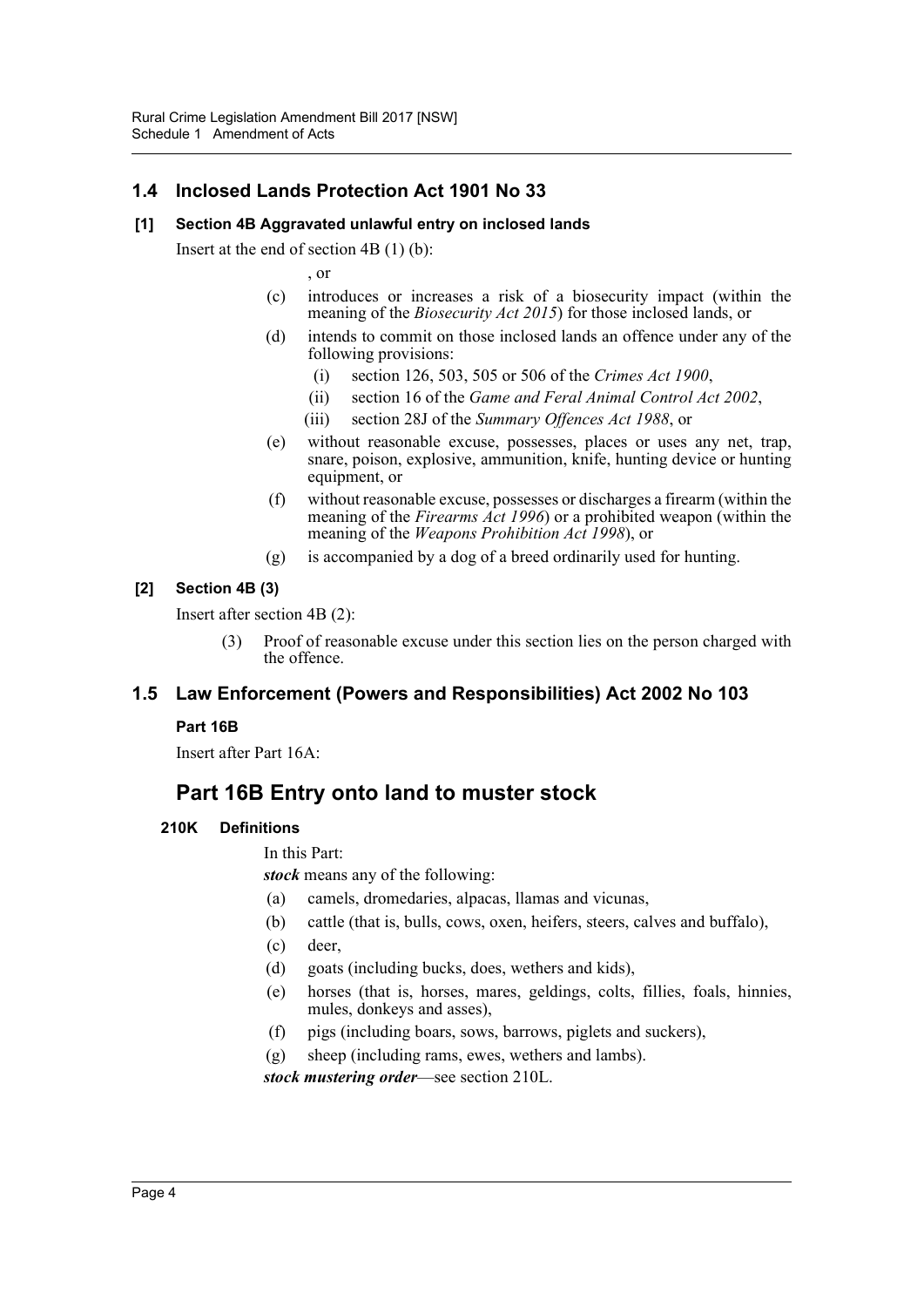## 1.4 Inclosed Lands Protection Act 1901 No 33

### [1] Section 4B Aggravated unlawful entry on inclosed lands

Insert at the end of section 4B (1) (b):

, or

(c) introduces or increases a risk of a biosecurity impact (within the meaning of the *Biosecurity Act 2015*) for those inclosed lands, or

(d) intends to commit on those inclosed lands an offence under any of the following provisions:

(i) section 126, 503, 505 or 506 of the *Crimes Act 1900*,

(ii) section 16 of the *Game and Feral Animal Control Act 2002*,

(iii) section 28J of the *Summary Offences Act 1988*, or

(e) without reasonable excuse, possesses, places or uses any net, trap, snare, poison, explosive, ammunition, knife, hunting device or hunting equipment, or

(f) without reasonable excuse, possesses or discharges a firearm (within the meaning of the *Firearms Act 1996*) or a prohibited weapon (within the meaning of the *Weapons Prohibition Act 1998*), or

(g) is accompanied by a dog of a breed ordinarily used for hunting.

### [2] Section 4B (3)

Insert after section 4B (2):

(3) Proof of reasonable excuse under this section lies on the person charged with the offence.

## 1.5 Law Enforcement (Powers and Responsibilities) Act 2002 No 103

### Part 16B

Insert after Part 16A:

# Part 16B Entry onto land to muster stock

### 210K Definitions

In this Part:

***stock*** means any of the following:

(a) camels, dromedaries, alpacas, llamas and vicunas,

(b) cattle (that is, bulls, cows, oxen, heifers, steers, calves and buffalo),

(c) deer,

(d) goats (including bucks, does, wethers and kids),

(e) horses (that is, horses, mares, geldings, colts, fillies, foals, hinnies, mules, donkeys and asses),

(f) pigs (including boars, sows, barrows, piglets and suckers),

(g) sheep (including rams, ewes, wethers and lambs).

***stock mustering order***—see section 210L.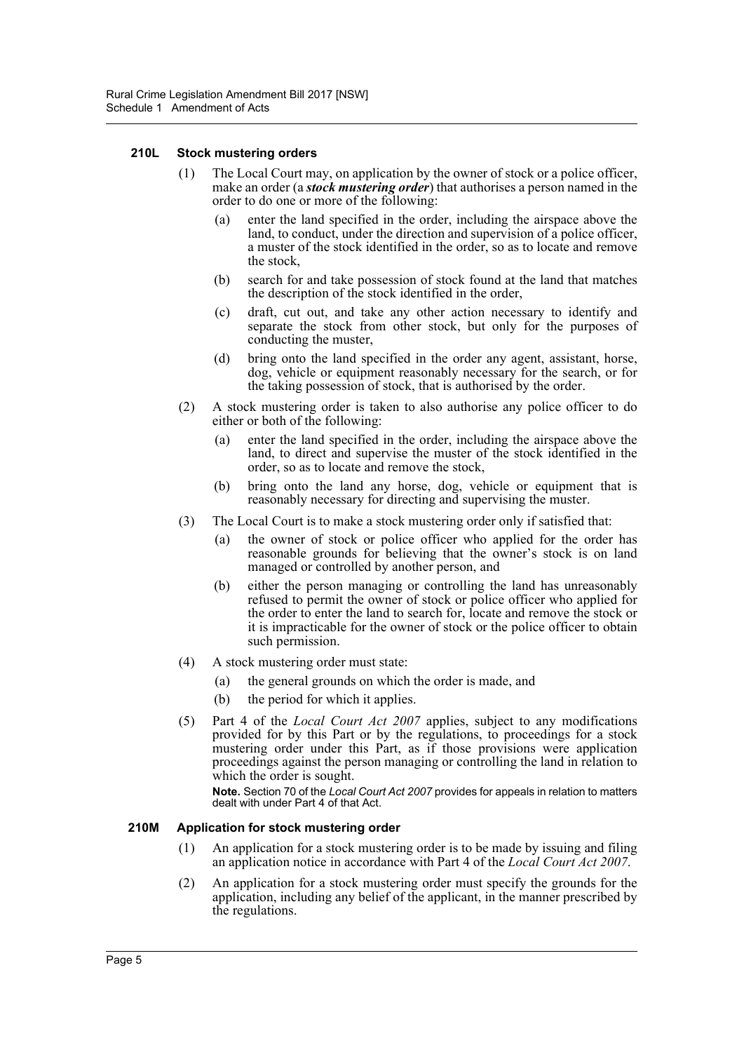#### 210L Stock mustering orders

(1) The Local Court may, on application by the owner of stock or a police officer, make an order (a ***stock mustering order***) that authorises a person named in the order to do one or more of the following:

- (a) enter the land specified in the order, including the airspace above the land, to conduct, under the direction and supervision of a police officer, a muster of the stock identified in the order, so as to locate and remove the stock,
- (b) search for and take possession of stock found at the land that matches the description of the stock identified in the order,
- (c) draft, cut out, and take any other action necessary to identify and separate the stock from other stock, but only for the purposes of conducting the muster,
- (d) bring onto the land specified in the order any agent, assistant, horse, dog, vehicle or equipment reasonably necessary for the search, or for the taking possession of stock, that is authorised by the order.

(2) A stock mustering order is taken to also authorise any police officer to do either or both of the following:

- (a) enter the land specified in the order, including the airspace above the land, to direct and supervise the muster of the stock identified in the order, so as to locate and remove the stock,
- (b) bring onto the land any horse, dog, vehicle or equipment that is reasonably necessary for directing and supervising the muster.

(3) The Local Court is to make a stock mustering order only if satisfied that:

- (a) the owner of stock or police officer who applied for the order has reasonable grounds for believing that the owner's stock is on land managed or controlled by another person, and
- (b) either the person managing or controlling the land has unreasonably refused to permit the owner of stock or police officer who applied for the order to enter the land to search for, locate and remove the stock or it is impracticable for the owner of stock or the police officer to obtain such permission.

(4) A stock mustering order must state:

- (a) the general grounds on which the order is made, and
- (b) the period for which it applies.

(5) Part 4 of the *Local Court Act 2007* applies, subject to any modifications provided for by this Part or by the regulations, to proceedings for a stock mustering order under this Part, as if those provisions were application proceedings against the person managing or controlling the land in relation to which the order is sought.

**Note.** Section 70 of the *Local Court Act 2007* provides for appeals in relation to matters dealt with under Part 4 of that Act.

#### 210M Application for stock mustering order

(1) An application for a stock mustering order is to be made by issuing and filing an application notice in accordance with Part 4 of the *Local Court Act 2007*.

(2) An application for a stock mustering order must specify the grounds for the application, including any belief of the applicant, in the manner prescribed by the regulations.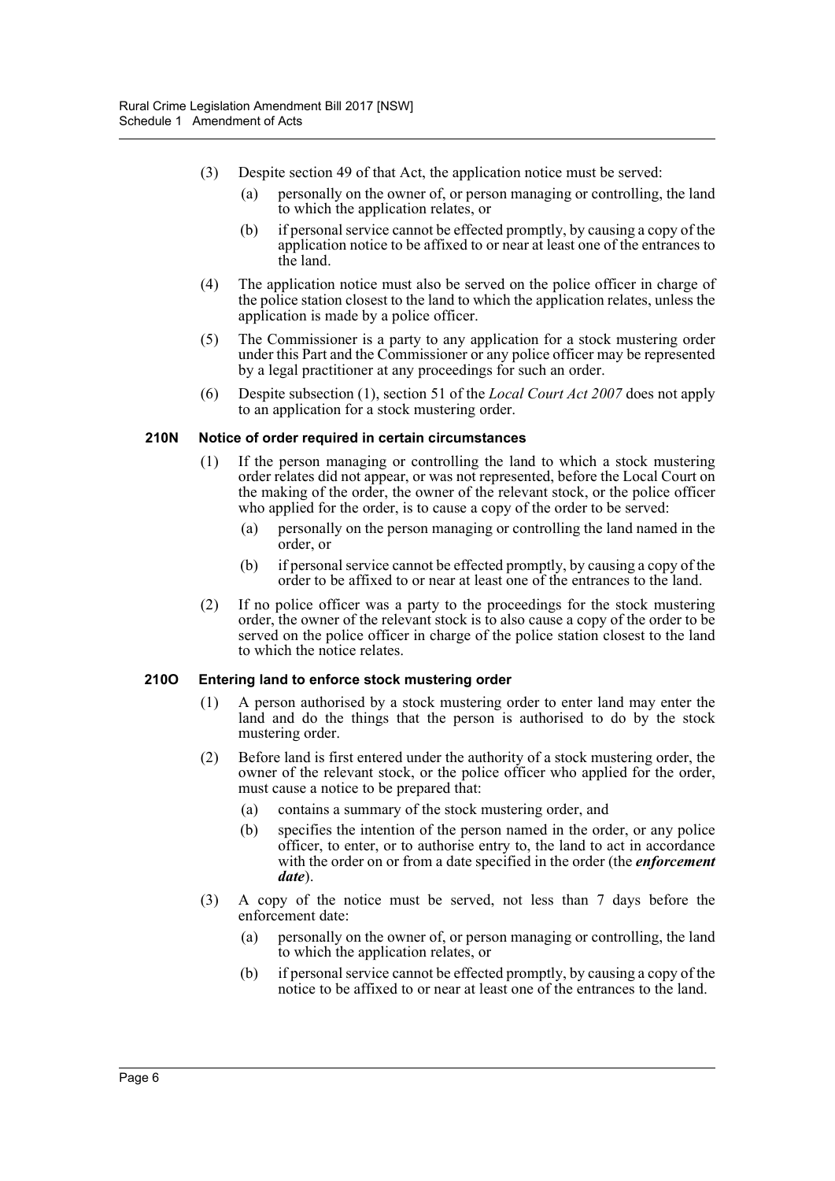(3) Despite section 49 of that Act, the application notice must be served:

(a) personally on the owner of, or person managing or controlling, the land to which the application relates, or

(b) if personal service cannot be effected promptly, by causing a copy of the application notice to be affixed to or near at least one of the entrances to the land.

(4) The application notice must also be served on the police officer in charge of the police station closest to the land to which the application relates, unless the application is made by a police officer.

(5) The Commissioner is a party to any application for a stock mustering order under this Part and the Commissioner or any police officer may be represented by a legal practitioner at any proceedings for such an order.

(6) Despite subsection (1), section 51 of the *Local Court Act 2007* does not apply to an application for a stock mustering order.

**210N Notice of order required in certain circumstances**

(1) If the person managing or controlling the land to which a stock mustering order relates did not appear, or was not represented, before the Local Court on the making of the order, the owner of the relevant stock, or the police officer who applied for the order, is to cause a copy of the order to be served:

(a) personally on the person managing or controlling the land named in the order, or

(b) if personal service cannot be effected promptly, by causing a copy of the order to be affixed to or near at least one of the entrances to the land.

(2) If no police officer was a party to the proceedings for the stock mustering order, the owner of the relevant stock is to also cause a copy of the order to be served on the police officer in charge of the police station closest to the land to which the notice relates.

**210O Entering land to enforce stock mustering order**

(1) A person authorised by a stock mustering order to enter land may enter the land and do the things that the person is authorised to do by the stock mustering order.

(2) Before land is first entered under the authority of a stock mustering order, the owner of the relevant stock, or the police officer who applied for the order, must cause a notice to be prepared that:

(a) contains a summary of the stock mustering order, and

(b) specifies the intention of the person named in the order, or any police officer, to enter, or to authorise entry to, the land to act in accordance with the order on or from a date specified in the order (the ***enforcement date***).

(3) A copy of the notice must be served, not less than 7 days before the enforcement date:

(a) personally on the owner of, or person managing or controlling, the land to which the application relates, or

(b) if personal service cannot be effected promptly, by causing a copy of the notice to be affixed to or near at least one of the entrances to the land.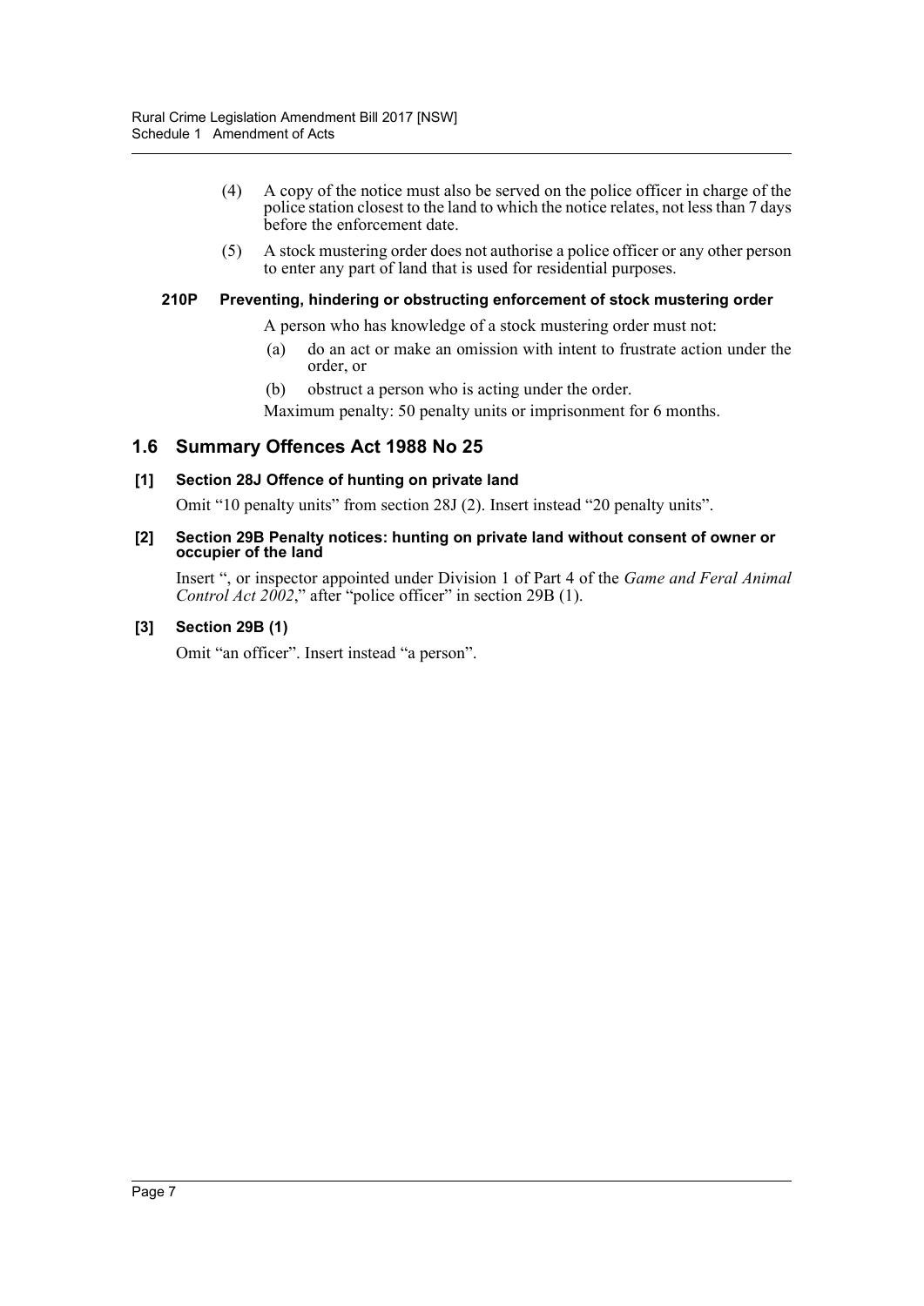(4) A copy of the notice must also be served on the police officer in charge of the police station closest to the land to which the notice relates, not less than 7 days before the enforcement date.

(5) A stock mustering order does not authorise a police officer or any other person to enter any part of land that is used for residential purposes.

**210P Preventing, hindering or obstructing enforcement of stock mustering order**

A person who has knowledge of a stock mustering order must not:

(a) do an act or make an omission with intent to frustrate action under the order, or

(b) obstruct a person who is acting under the order.

Maximum penalty: 50 penalty units or imprisonment for 6 months.

## 1.6 Summary Offences Act 1988 No 25

**[1] Section 28J Offence of hunting on private land**

Omit "10 penalty units" from section 28J (2). Insert instead "20 penalty units".

**[2] Section 29B Penalty notices: hunting on private land without consent of owner or occupier of the land**

Insert ", or inspector appointed under Division 1 of Part 4 of the *Game and Feral Animal Control Act 2002*," after "police officer" in section 29B (1).

**[3] Section 29B (1)**

Omit "an officer". Insert instead "a person".